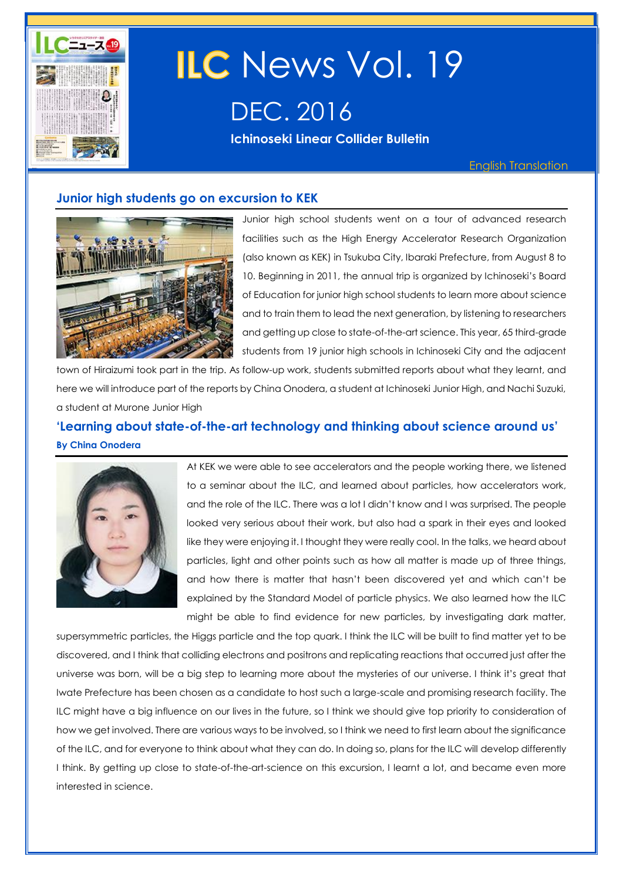# ILC News Vol. 19

## DEC. 2016

**Ichinoseki Linear Collider Bulletin**

English Translation

### Junior high students go on excursion to KEK

Junior high school students went on a tour of advanced research facilities such as the High Energy Accelerator Research Organization (also known as KEK) in Tsukuba City, Ibaraki Prefecture, from August 8 to 10. Beginning in 2011, the annual trip is organized by Ichinoseki's Board of Education for junior high school students to learn more about science and to train them to lead the next generation, by listening to researchers and getting up close to state-of-the-art science. This year, 65 third-grade students from 19 junior high schools in Ichinoseki City and the adjacent town of Hiraizumi took part in the trip. As follow-up work, students submitted reports about what they learnt, and here we will introduce part of the reports by China Onodera, a student at Ichinoseki Junior High, and Nachi Suzuki, a student at Murone Junior High

### 'Learning about state-of-the-art technology and thinking about science around us'

**By China Onodera**

At KEK we were able to see accelerators and the people working there, we listened to a seminar about the ILC, and learned about particles, how accelerators work, and the role of the ILC. There was a lot I didn't know and I was surprised. The people looked very serious about their work, but also had a spark in their eyes and looked like they were enjoying it. I thought they were really cool. In the talks, we heard about particles, light and other points such as how all matter is made up of three things, and how there is matter that hasn't been discovered yet and which can't be explained by the Standard Model of particle physics. We also learned how the ILC might be able to find evidence for new particles, by investigating dark matter, supersymmetric particles, the Higgs particle and the top quark. I think the ILC will be built to find matter yet to be discovered, and I think that colliding electrons and positrons and replicating reactions that occurred just after the universe was born, will be a big step to learning more about the mysteries of our universe. I think it's great that Iwate Prefecture has been chosen as a candidate to host such a large-scale and promising research facility. The ILC might have a big influence on our lives in the future, so I think we should give top priority to consideration of how we get involved. There are various ways to be involved, so I think we need to first learn about the significance of the ILC, and for everyone to think about what they can do. In doing so, plans for the ILC will develop differently I think. By getting up close to state-of-the-art-science on this excursion, I learnt a lot, and became even more interested in science.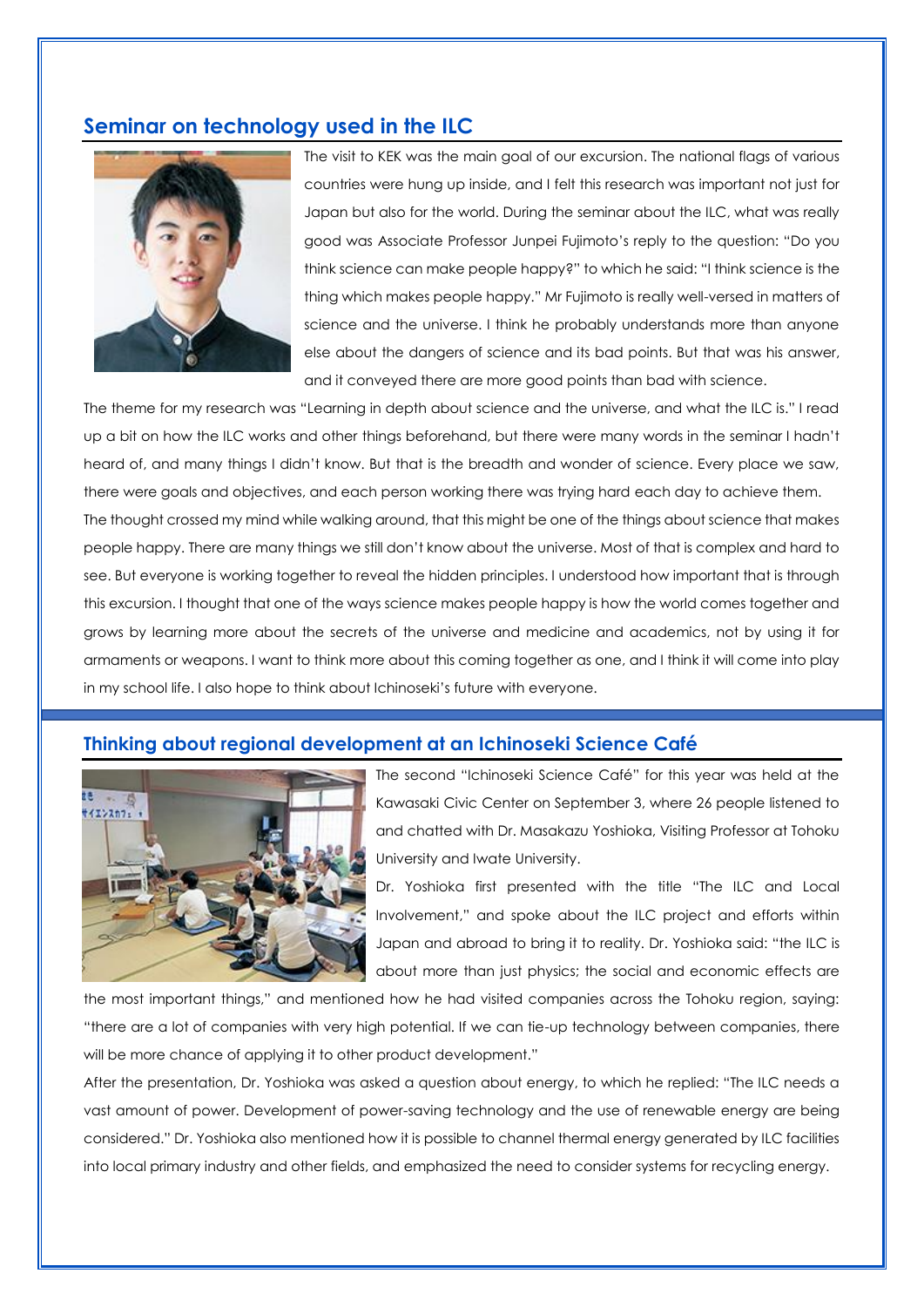## Seminar on technology used in the ILC

The visit to KEK was the main goal of our excursion. The national flags of various countries were hung up inside, and I felt this research was important not just for Japan but also for the world. During the seminar about the ILC, what was really good was Associate Professor Junpei Fujimoto's reply to the question: "Do you think science can make people happy?" to which he said: "I think science is the thing which makes people happy." Mr Fujimoto is really well-versed in matters of science and the universe. I think he probably understands more than anyone else about the dangers of science and its bad points. But that was his answer, and it conveyed there are more good points than bad with science.

The theme for my research was "Learning in depth about science and the universe, and what the ILC is." I read up a bit on how the ILC works and other things beforehand, but there were many words in the seminar I hadn't heard of, and many things I didn't know. But that is the breadth and wonder of science. Every place we saw, there were goals and objectives, and each person working there was trying hard each day to achieve them.

The thought crossed my mind while walking around, that this might be one of the things about science that makes people happy. There are many things we still don't know about the universe. Most of that is complex and hard to see. But everyone is working together to reveal the hidden principles. I understood how important that is through this excursion. I thought that one of the ways science makes people happy is how the world comes together and grows by learning more about the secrets of the universe and medicine and academics, not by using it for armaments or weapons. I want to think more about this coming together as one, and I think it will come into play in my school life. I also hope to think about Ichinoseki's future with everyone.

## Thinking about regional development at an Ichinoseki Science Café

The second "Ichinoseki Science Café" for this year was held at the Kawasaki Civic Center on September 3, where 26 people listened to and chatted with Dr. Masakazu Yoshioka, Visiting Professor at Tohoku University and Iwate University.

Dr. Yoshioka first presented with the title "The ILC and Local Involvement," and spoke about the ILC project and efforts within Japan and abroad to bring it to reality. Dr. Yoshioka said: "the ILC is about more than just physics; the social and economic effects are the most important things," and mentioned how he had visited companies across the Tohoku region, saying: "there are a lot of companies with very high potential. If we can tie-up technology between companies, there will be more chance of applying it to other product development."

After the presentation, Dr. Yoshioka was asked a question about energy, to which he replied: "The ILC needs a vast amount of power. Development of power-saving technology and the use of renewable energy are being considered." Dr. Yoshioka also mentioned how it is possible to channel thermal energy generated by ILC facilities into local primary industry and other fields, and emphasized the need to consider systems for recycling energy.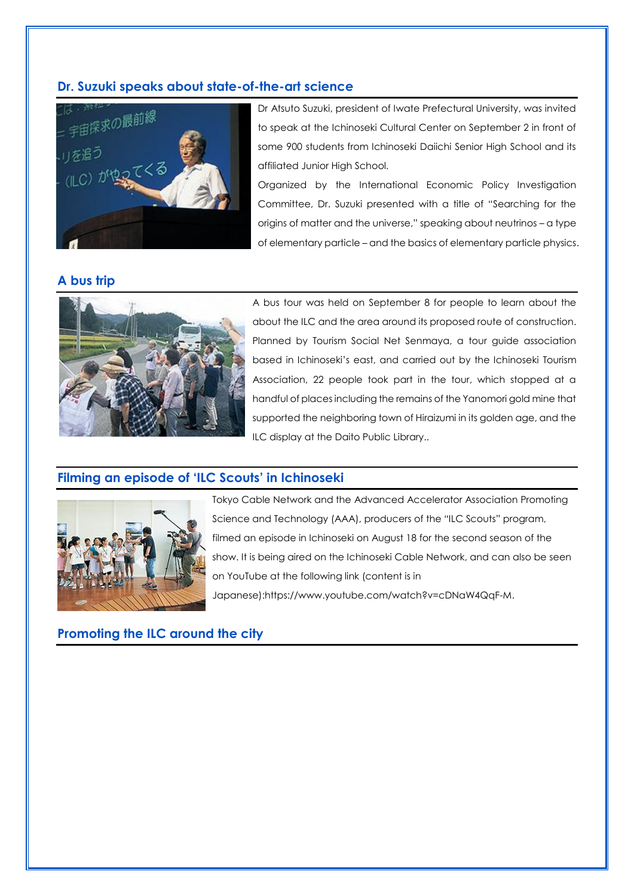## Dr. Suzuki speaks about state-of-the-art science

Dr Atsuto Suzuki, president of Iwate Prefectural University, was invited to speak at the Ichinoseki Cultural Center on September 2 in front of some 900 students from Ichinoseki Daiichi Senior High School and its affiliated Junior High School.

Organized by the International Economic Policy Investigation Committee, Dr. Suzuki presented with a title of "Searching for the origins of matter and the universe," speaking about neutrinos – a type of elementary particle – and the basics of elementary particle physics.

## A bus trip

A bus tour was held on September 8 for people to learn about the about the ILC and the area around its proposed route of construction. Planned by Tourism Social Net Senmaya, a tour guide association based in Ichinoseki's east, and carried out by the Ichinoseki Tourism Association, 22 people took part in the tour, which stopped at a handful of places including the remains of the Yanomori gold mine that supported the neighboring town of Hiraizumi in its golden age, and the ILC display at the Daito Public Library..

## Filming an episode of 'ILC Scouts' in Ichinoseki

Tokyo Cable Network and the Advanced Accelerator Association Promoting Science and Technology (AAA), producers of the "ILC Scouts" program, filmed an episode in Ichinoseki on August 18 for the second season of the show. It is being aired on the Ichinoseki Cable Network, and can also be seen on YouTube at the following link (content is in Japanese):https://www.youtube.com/watch?v=cDNaW4QqF-M.

## Promoting the ILC around the city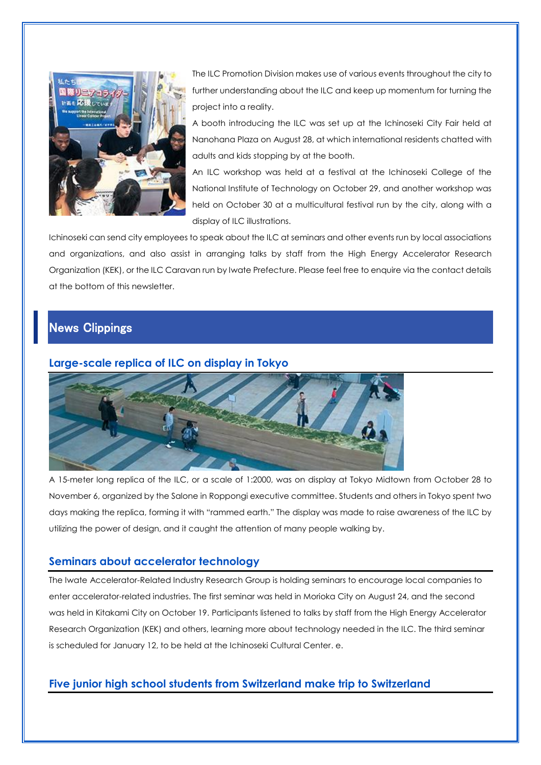The ILC Promotion Division makes use of various events throughout the city to further understanding about the ILC and keep up momentum for turning the project into a reality.

A booth introducing the ILC was set up at the Ichinoseki City Fair held at Nanohana Plaza on August 28, at which international residents chatted with adults and kids stopping by at the booth.

An ILC workshop was held at a festival at the Ichinoseki College of the National Institute of Technology on October 29, and another workshop was held on October 30 at a multicultural festival run by the city, along with a display of ILC illustrations.

Ichinoseki can send city employees to speak about the ILC at seminars and other events run by local associations and organizations, and also assist in arranging talks by staff from the High Energy Accelerator Research Organization (KEK), or the ILC Caravan run by Iwate Prefecture. Please feel free to enquire via the contact details at the bottom of this newsletter.

## News Clippings

### Large-scale replica of ILC on display in Tokyo

A 15-meter long replica of the ILC, or a scale of 1:2000, was on display at Tokyo Midtown from October 28 to November 6, organized by the Salone in Roppongi executive committee. Students and others in Tokyo spent two days making the replica, forming it with "rammed earth." The display was made to raise awareness of the ILC by utilizing the power of design, and it caught the attention of many people walking by.

### Seminars about accelerator technology

The Iwate Accelerator-Related Industry Research Group is holding seminars to encourage local companies to enter accelerator-related industries. The first seminar was held in Morioka City on August 24, and the second was held in Kitakami City on October 19. Participants listened to talks by staff from the High Energy Accelerator Research Organization (KEK) and others, learning more about technology needed in the ILC. The third seminar is scheduled for January 12, to be held at the Ichinoseki Cultural Center. e.

### Five junior high school students from Switzerland make trip to Switzerland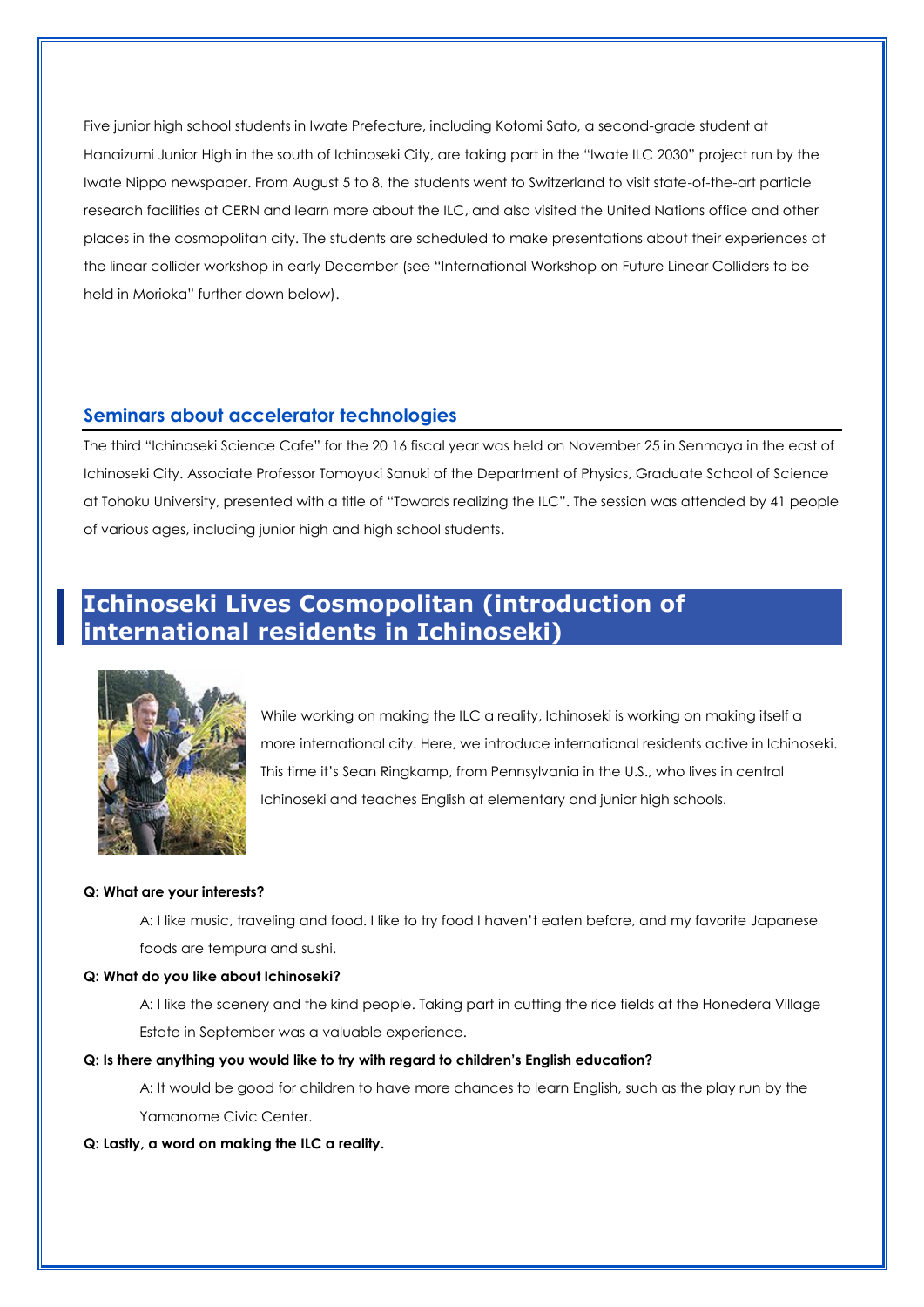Five junior high school students in Iwate Prefecture, including Kotomi Sato, a second-grade student at Hanaizumi Junior High in the south of Ichinoseki City, are taking part in the "Iwate ILC 2030" project run by the Iwate Nippo newspaper. From August 5 to 8, the students went to Switzerland to visit state-of-the-art particle research facilities at CERN and learn more about the ILC, and also visited the United Nations office and other places in the cosmopolitan city. The students are scheduled to make presentations about their experiences at the linear collider workshop in early December (see "International Workshop on Future Linear Colliders to be held in Morioka" further down below).

### Seminars about accelerator technologies

The third "Ichinoseki Science Cafe" for the 20 16 fiscal year was held on November 25 in Senmaya in the east of Ichinoseki City. Associate Professor Tomoyuki Sanuki of the Department of Physics, Graduate School of Science at Tohoku University, presented with a title of "Towards realizing the ILC". The session was attended by 41 people of various ages, including junior high and high school students.

## Ichinoseki Lives Cosmopolitan (introduction of international residents in Ichinoseki)

While working on making the ILC a reality, Ichinoseki is working on making itself a more international city. Here, we introduce international residents active in Ichinoseki. This time it's Sean Ringkamp, from Pennsylvania in the U.S., who lives in central Ichinoseki and teaches English at elementary and junior high schools.

**Q: What are your interests?**

A: I like music, traveling and food. I like to try food I haven't eaten before, and my favorite Japanese foods are tempura and sushi.

**Q: What do you like about Ichinoseki?**

A: I like the scenery and the kind people. Taking part in cutting the rice fields at the Honedera Village Estate in September was a valuable experience.

**Q: Is there anything you would like to try with regard to children's English education?**

A: It would be good for children to have more chances to learn English, such as the play run by the Yamanome Civic Center.

**Q: Lastly, a word on making the ILC a reality.**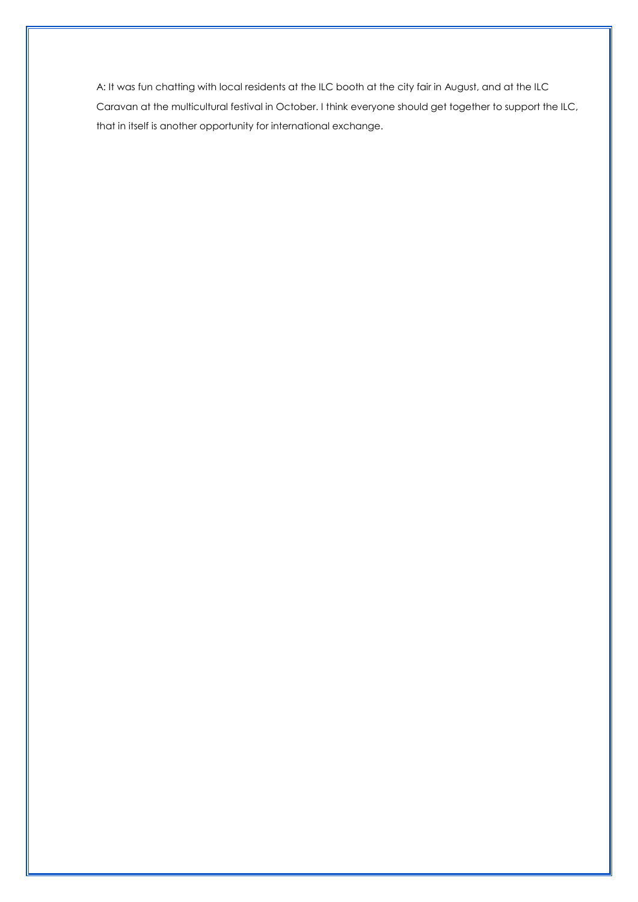A: It was fun chatting with local residents at the ILC booth at the city fair in August, and at the ILC Caravan at the multicultural festival in October. I think everyone should get together to support the ILC, that in itself is another opportunity for international exchange.